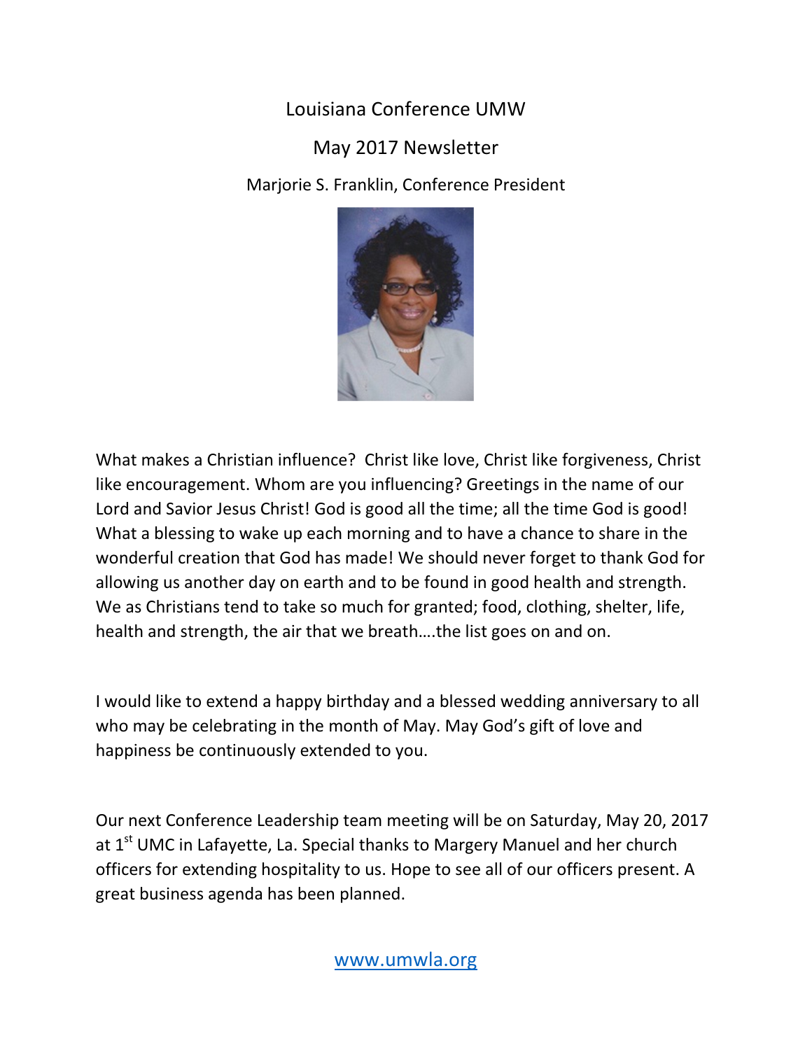# Louisiana Conference UMW

## May 2017 Newsletter

Marjorie S. Franklin, Conference President

What makes a Christian influence? Christ like love, Christ like forgiveness, Christ like encouragement. Whom are you influencing? Greetings in the name of our Lord and Savior Jesus Christ! God is good all the time; all the time God is good! What a blessing to wake up each morning and to have a chance to share in the wonderful creation that God has made! We should never forget to thank God for allowing us another day on earth and to be found in good health and strength. We as Christians tend to take so much for granted; food, clothing, shelter, life, health and strength, the air that we breath….the list goes on and on.

I would like to extend a happy birthday and a blessed wedding anniversary to all who may be celebrating in the month of May. May God's gift of love and happiness be continuously extended to you.

Our next Conference Leadership team meeting will be on Saturday, May 20, 2017 at 1st UMC in Lafayette, La. Special thanks to Margery Manuel and her church officers for extending hospitality to us. Hope to see all of our officers present. A great business agenda has been planned.

www.umwla.org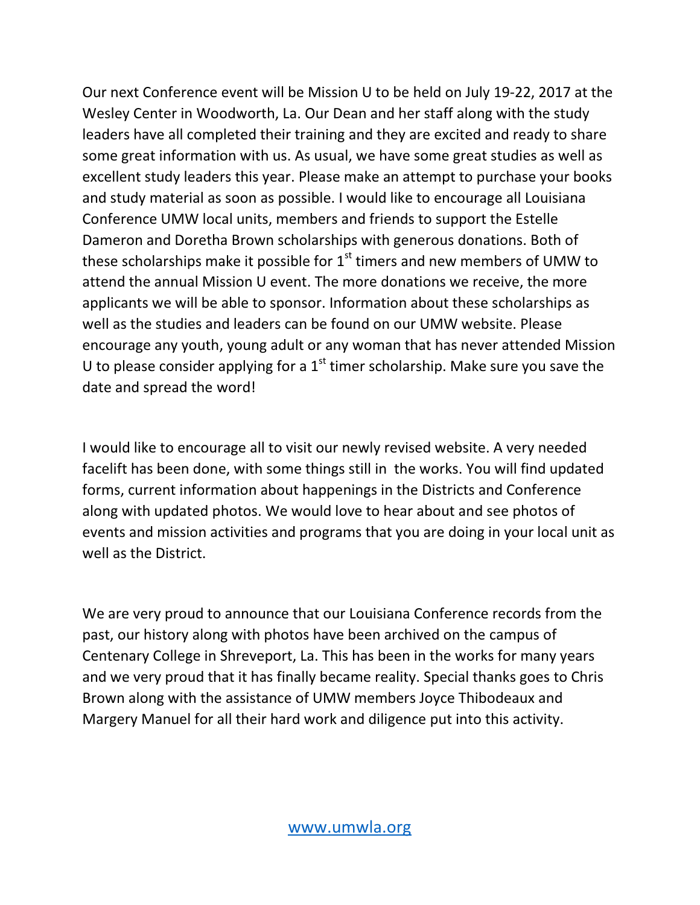Our next Conference event will be Mission U to be held on July 19-22, 2017 at the Wesley Center in Woodworth, La. Our Dean and her staff along with the study leaders have all completed their training and they are excited and ready to share some great information with us. As usual, we have some great studies as well as excellent study leaders this year. Please make an attempt to purchase your books and study material as soon as possible. I would like to encourage all Louisiana Conference UMW local units, members and friends to support the Estelle Dameron and Doretha Brown scholarships with generous donations. Both of these scholarships make it possible for 1st timers and new members of UMW to attend the annual Mission U event. The more donations we receive, the more applicants we will be able to sponsor. Information about these scholarships as well as the studies and leaders can be found on our UMW website. Please encourage any youth, young adult or any woman that has never attended Mission U to please consider applying for a 1st timer scholarship. Make sure you save the date and spread the word!

I would like to encourage all to visit our newly revised website. A very needed facelift has been done, with some things still in the works. You will find updated forms, current information about happenings in the Districts and Conference along with updated photos. We would love to hear about and see photos of events and mission activities and programs that you are doing in your local unit as well as the District.

We are very proud to announce that our Louisiana Conference records from the past, our history along with photos have been archived on the campus of Centenary College in Shreveport, La. This has been in the works for many years and we very proud that it has finally became reality. Special thanks goes to Chris Brown along with the assistance of UMW members Joyce Thibodeaux and Margery Manuel for all their hard work and diligence put into this activity.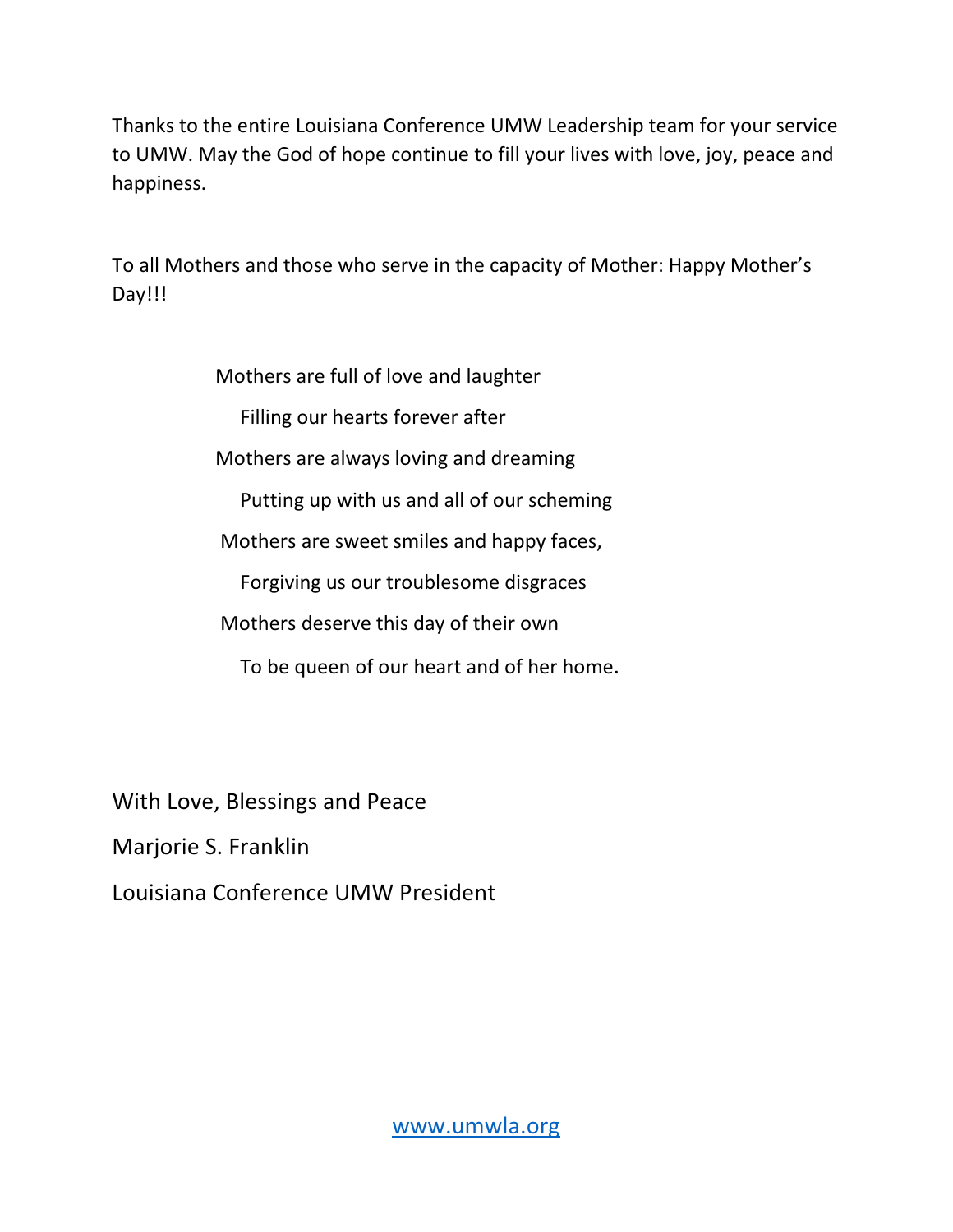Thanks to the entire Louisiana Conference UMW Leadership team for your service to UMW. May the God of hope continue to fill your lives with love, joy, peace and happiness.

To all Mothers and those who serve in the capacity of Mother: Happy Mother's Day!!!

Mothers are full of love and laughter  
Filling our hearts forever after  
Mothers are always loving and dreaming  
Putting up with us and all of our scheming  
Mothers are sweet smiles and happy faces,  
Forgiving us our troublesome disgraces  
Mothers deserve this day of their own  
To be queen of our heart and of her home.

With Love, Blessings and Peace

Marjorie S. Franklin

Louisiana Conference UMW President

www.umwla.org